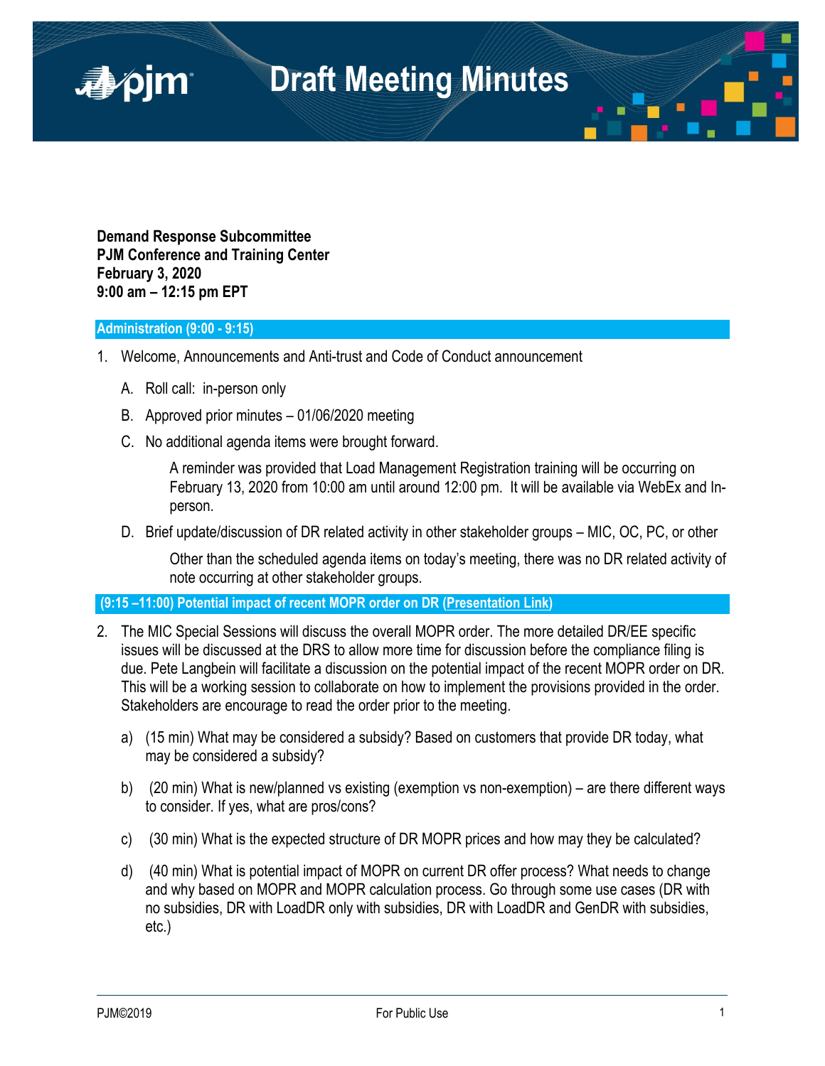# Draft Meeting Minutes

**Demand Response Subcommittee**
**PJM Conference and Training Center**
**February 3, 2020**
**9:00 am – 12:15 pm EPT**

## Administration (9:00 - 9:15)

1. Welcome, Announcements and Anti-trust and Code of Conduct announcement

   A. Roll call: in-person only

   B. Approved prior minutes – 01/06/2020 meeting

   C. No additional agenda items were brought forward.

      A reminder was provided that Load Management Registration training will be occurring on February 13, 2020 from 10:00 am until around 12:00 pm. It will be available via WebEx and In-person.

   D. Brief update/discussion of DR related activity in other stakeholder groups – MIC, OC, PC, or other

      Other than the scheduled agenda items on today's meeting, there was no DR related activity of note occurring at other stakeholder groups.

## (9:15 –11:00) Potential impact of recent MOPR order on DR (Presentation Link)

2. The MIC Special Sessions will discuss the overall MOPR order. The more detailed DR/EE specific issues will be discussed at the DRS to allow more time for discussion before the compliance filing is due. Pete Langbein will facilitate a discussion on the potential impact of the recent MOPR order on DR. This will be a working session to collaborate on how to implement the provisions provided in the order. Stakeholders are encourage to read the order prior to the meeting.

   a) (15 min) What may be considered a subsidy? Based on customers that provide DR today, what may be considered a subsidy?

   b) (20 min) What is new/planned vs existing (exemption vs non-exemption) – are there different ways to consider. If yes, what are pros/cons?

   c) (30 min) What is the expected structure of DR MOPR prices and how may they be calculated?

   d) (40 min) What is potential impact of MOPR on current DR offer process? What needs to change and why based on MOPR and MOPR calculation process. Go through some use cases (DR with no subsidies, DR with LoadDR only with subsidies, DR with LoadDR and GenDR with subsidies, etc.)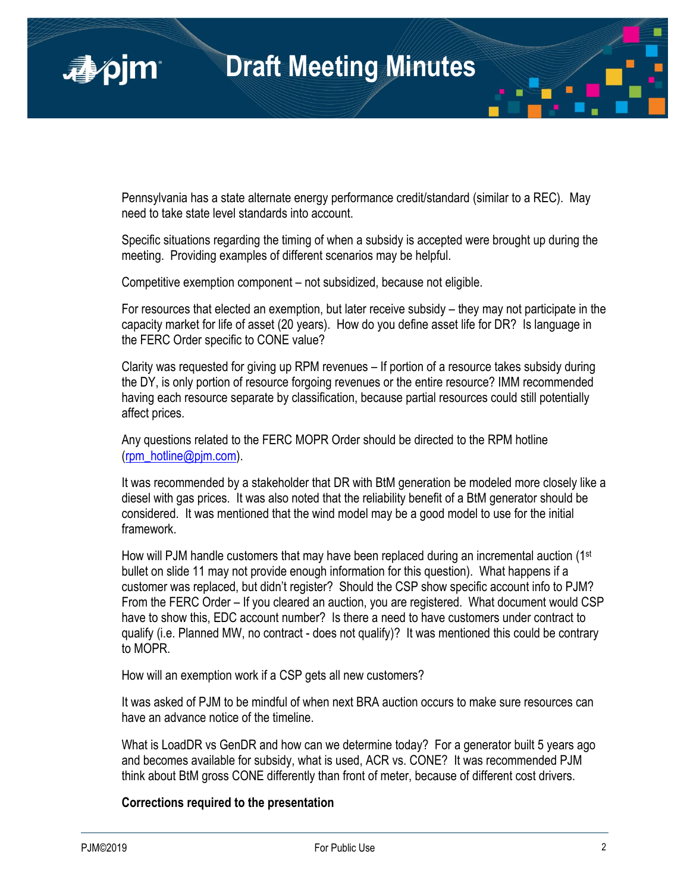Pennsylvania has a state alternate energy performance credit/standard (similar to a REC). May need to take state level standards into account.

Specific situations regarding the timing of when a subsidy is accepted were brought up during the meeting. Providing examples of different scenarios may be helpful.

Competitive exemption component – not subsidized, because not eligible.

For resources that elected an exemption, but later receive subsidy – they may not participate in the capacity market for life of asset (20 years). How do you define asset life for DR? Is language in the FERC Order specific to CONE value?

Clarity was requested for giving up RPM revenues – If portion of a resource takes subsidy during the DY, is only portion of resource forgoing revenues or the entire resource? IMM recommended having each resource separate by classification, because partial resources could still potentially affect prices.

Any questions related to the FERC MOPR Order should be directed to the RPM hotline (rpm_hotline@pjm.com).

It was recommended by a stakeholder that DR with BtM generation be modeled more closely like a diesel with gas prices. It was also noted that the reliability benefit of a BtM generator should be considered. It was mentioned that the wind model may be a good model to use for the initial framework.

How will PJM handle customers that may have been replaced during an incremental auction (1st bullet on slide 11 may not provide enough information for this question). What happens if a customer was replaced, but didn't register? Should the CSP show specific account info to PJM? From the FERC Order – If you cleared an auction, you are registered. What document would CSP have to show this, EDC account number? Is there a need to have customers under contract to qualify (i.e. Planned MW, no contract - does not qualify)? It was mentioned this could be contrary to MOPR.

How will an exemption work if a CSP gets all new customers?

It was asked of PJM to be mindful of when next BRA auction occurs to make sure resources can have an advance notice of the timeline.

What is LoadDR vs GenDR and how can we determine today? For a generator built 5 years ago and becomes available for subsidy, what is used, ACR vs. CONE? It was recommended PJM think about BtM gross CONE differently than front of meter, because of different cost drivers.

**Corrections required to the presentation**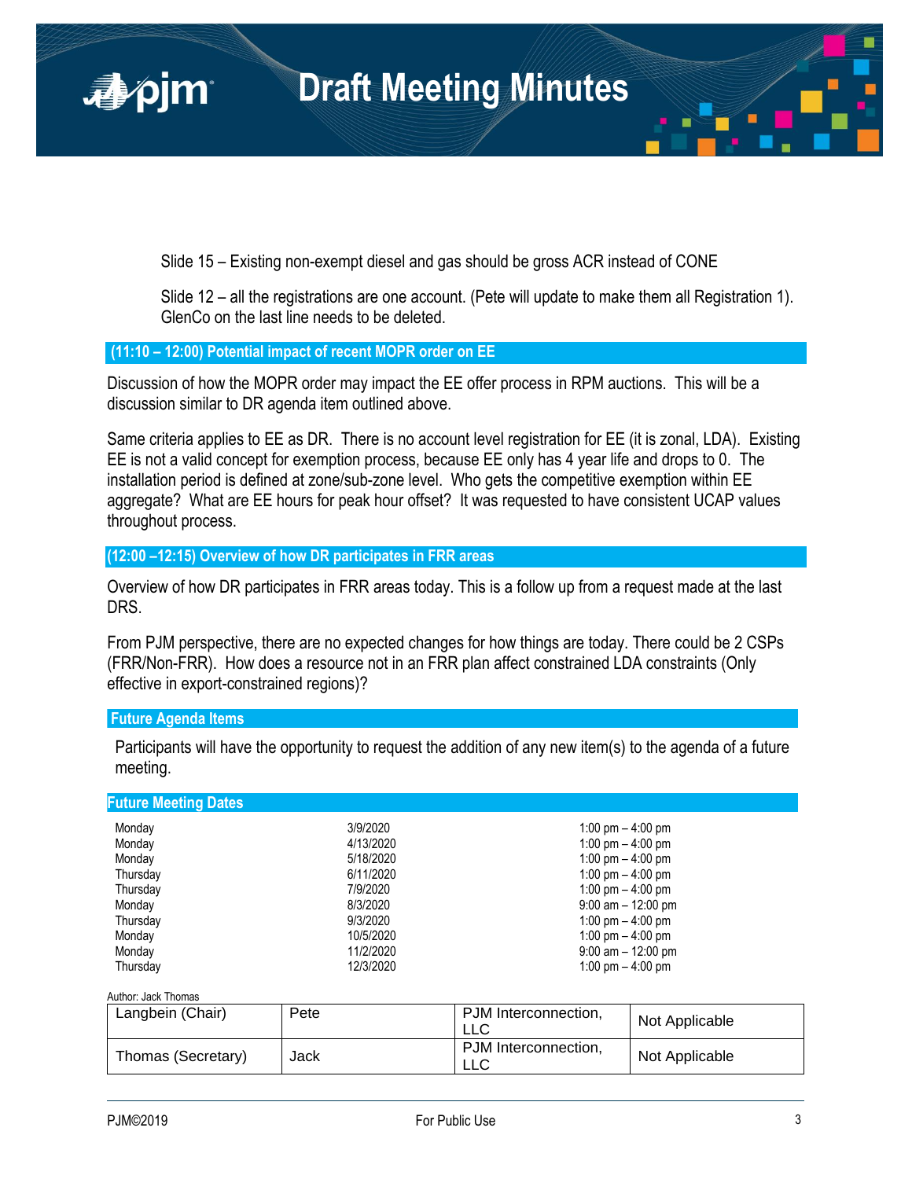Slide 15 – Existing non-exempt diesel and gas should be gross ACR instead of CONE

Slide 12 – all the registrations are one account. (Pete will update to make them all Registration 1). GlenCo on the last line needs to be deleted.

## (11:10 – 12:00) Potential impact of recent MOPR order on EE

Discussion of how the MOPR order may impact the EE offer process in RPM auctions. This will be a discussion similar to DR agenda item outlined above.

Same criteria applies to EE as DR. There is no account level registration for EE (it is zonal, LDA). Existing EE is not a valid concept for exemption process, because EE only has 4 year life and drops to 0. The installation period is defined at zone/sub-zone level. Who gets the competitive exemption within EE aggregate? What are EE hours for peak hour offset? It was requested to have consistent UCAP values throughout process.

## (12:00 –12:15) Overview of how DR participates in FRR areas

Overview of how DR participates in FRR areas today. This is a follow up from a request made at the last DRS.

From PJM perspective, there are no expected changes for how things are today. There could be 2 CSPs (FRR/Non-FRR). How does a resource not in an FRR plan affect constrained LDA constraints (Only effective in export-constrained regions)?

## Future Agenda Items

Participants will have the opportunity to request the addition of any new item(s) to the agenda of a future meeting.

## Future Meeting Dates

| | | |
|---|---|---|
| Monday | 3/9/2020 | 1:00 pm – 4:00 pm |
| Monday | 4/13/2020 | 1:00 pm – 4:00 pm |
| Monday | 5/18/2020 | 1:00 pm – 4:00 pm |
| Thursday | 6/11/2020 | 1:00 pm – 4:00 pm |
| Thursday | 7/9/2020 | 1:00 pm – 4:00 pm |
| Monday | 8/3/2020 | 9:00 am – 12:00 pm |
| Thursday | 9/3/2020 | 1:00 pm – 4:00 pm |
| Monday | 10/5/2020 | 1:00 pm – 4:00 pm |
| Monday | 11/2/2020 | 9:00 am – 12:00 pm |
| Thursday | 12/3/2020 | 1:00 pm – 4:00 pm |

Author: Jack Thomas

| | | | |
|---|---|---|---|
| Langbein (Chair) | Pete | PJM Interconnection, LLC | Not Applicable |
| Thomas (Secretary) | Jack | PJM Interconnection, LLC | Not Applicable |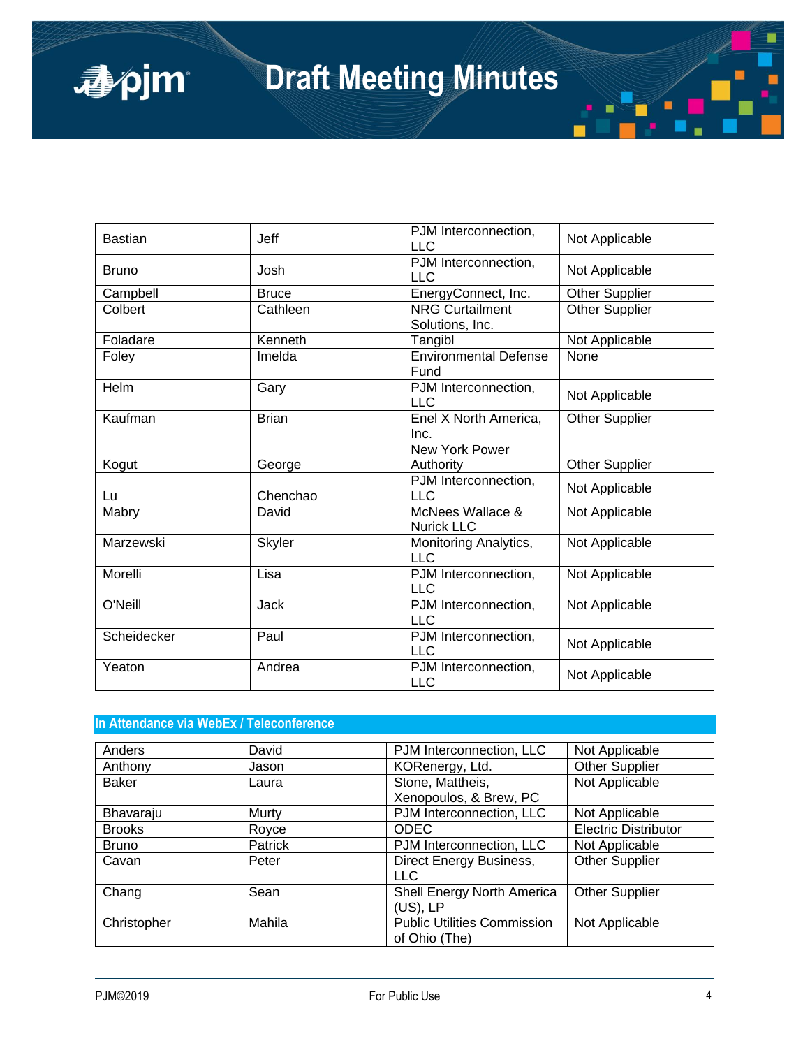| | | | |
|---|---|---|---|
| Bastian | Jeff | PJM Interconnection, LLC | Not Applicable |
| Bruno | Josh | PJM Interconnection, LLC | Not Applicable |
| Campbell | Bruce | EnergyConnect, Inc. | Other Supplier |
| Colbert | Cathleen | NRG Curtailment Solutions, Inc. | Other Supplier |
| Foladare | Kenneth | Tangibl | Not Applicable |
| Foley | Imelda | Environmental Defense Fund | None |
| Helm | Gary | PJM Interconnection, LLC | Not Applicable |
| Kaufman | Brian | Enel X North America, Inc. | Other Supplier |
| Kogut | George | New York Power Authority | Other Supplier |
| Lu | Chenchao | PJM Interconnection, LLC | Not Applicable |
| Mabry | David | McNees Wallace & Nurick LLC | Not Applicable |
| Marzewski | Skyler | Monitoring Analytics, LLC | Not Applicable |
| Morelli | Lisa | PJM Interconnection, LLC | Not Applicable |
| O'Neill | Jack | PJM Interconnection, LLC | Not Applicable |
| Scheidecker | Paul | PJM Interconnection, LLC | Not Applicable |
| Yeaton | Andrea | PJM Interconnection, LLC | Not Applicable |

## In Attendance via WebEx / Teleconference

| | | | |
|---|---|---|---|
| Anders | David | PJM Interconnection, LLC | Not Applicable |
| Anthony | Jason | KORenergy, Ltd. | Other Supplier |
| Baker | Laura | Stone, Mattheis, Xenopoulos, & Brew, PC | Not Applicable |
| Bhavaraju | Murty | PJM Interconnection, LLC | Not Applicable |
| Brooks | Royce | ODEC | Electric Distributor |
| Bruno | Patrick | PJM Interconnection, LLC | Not Applicable |
| Cavan | Peter | Direct Energy Business, LLC | Other Supplier |
| Chang | Sean | Shell Energy North America (US), LP | Other Supplier |
| Christopher | Mahila | Public Utilities Commission of Ohio (The) | Not Applicable |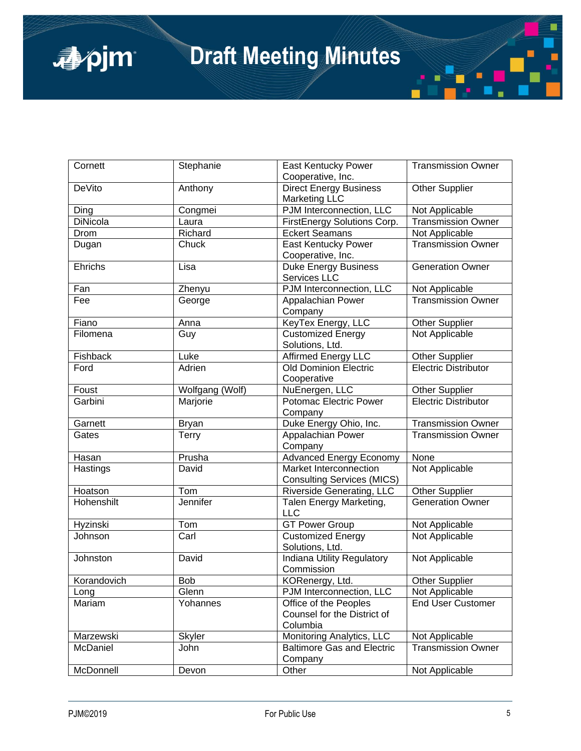| Cornett | Stephanie | East Kentucky Power Cooperative, Inc. | Transmission Owner |
|---|---|---|---|
| DeVito | Anthony | Direct Energy Business Marketing LLC | Other Supplier |
| Ding | Congmei | PJM Interconnection, LLC | Not Applicable |
| DiNicola | Laura | FirstEnergy Solutions Corp. | Transmission Owner |
| Drom | Richard | Eckert Seamans | Not Applicable |
| Dugan | Chuck | East Kentucky Power Cooperative, Inc. | Transmission Owner |
| Ehrichs | Lisa | Duke Energy Business Services LLC | Generation Owner |
| Fan | Zhenyu | PJM Interconnection, LLC | Not Applicable |
| Fee | George | Appalachian Power Company | Transmission Owner |
| Fiano | Anna | KeyTex Energy, LLC | Other Supplier |
| Filomena | Guy | Customized Energy Solutions, Ltd. | Not Applicable |
| Fishback | Luke | Affirmed Energy LLC | Other Supplier |
| Ford | Adrien | Old Dominion Electric Cooperative | Electric Distributor |
| Foust | Wolfgang (Wolf) | NuEnergen, LLC | Other Supplier |
| Garbini | Marjorie | Potomac Electric Power Company | Electric Distributor |
| Garnett | Bryan | Duke Energy Ohio, Inc. | Transmission Owner |
| Gates | Terry | Appalachian Power Company | Transmission Owner |
| Hasan | Prusha | Advanced Energy Economy | None |
| Hastings | David | Market Interconnection Consulting Services (MICS) | Not Applicable |
| Hoatson | Tom | Riverside Generating, LLC | Other Supplier |
| Hohenshilt | Jennifer | Talen Energy Marketing, LLC | Generation Owner |
| Hyzinski | Tom | GT Power Group | Not Applicable |
| Johnson | Carl | Customized Energy Solutions, Ltd. | Not Applicable |
| Johnston | David | Indiana Utility Regulatory Commission | Not Applicable |
| Korandovich | Bob | KORenergy, Ltd. | Other Supplier |
| Long | Glenn | PJM Interconnection, LLC | Not Applicable |
| Mariam | Yohannes | Office of the Peoples Counsel for the District of Columbia | End User Customer |
| Marzewski | Skyler | Monitoring Analytics, LLC | Not Applicable |
| McDaniel | John | Baltimore Gas and Electric Company | Transmission Owner |
| McDonnell | Devon | Other | Not Applicable |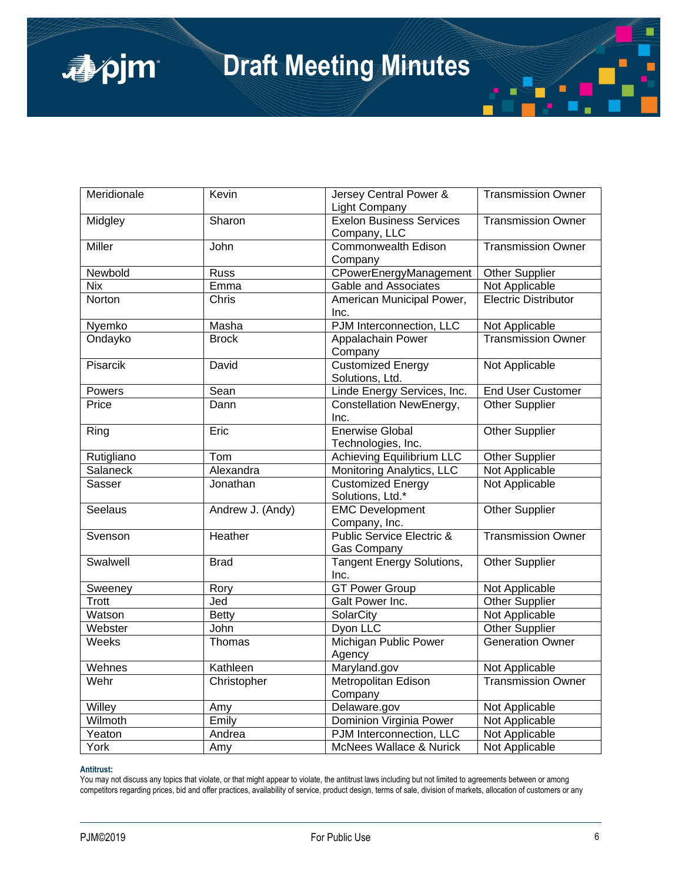| Meridionale | Kevin | Jersey Central Power & Light Company | Transmission Owner |
|---|---|---|---|
| Midgley | Sharon | Exelon Business Services Company, LLC | Transmission Owner |
| Miller | John | Commonwealth Edison Company | Transmission Owner |
| Newbold | Russ | CPowerEnergyManagement | Other Supplier |
| Nix | Emma | Gable and Associates | Not Applicable |
| Norton | Chris | American Municipal Power, Inc. | Electric Distributor |
| Nyemko | Masha | PJM Interconnection, LLC | Not Applicable |
| Ondayko | Brock | Appalachain Power Company | Transmission Owner |
| Pisarcik | David | Customized Energy Solutions, Ltd. | Not Applicable |
| Powers | Sean | Linde Energy Services, Inc. | End User Customer |
| Price | Dann | Constellation NewEnergy, Inc. | Other Supplier |
| Ring | Eric | Enerwise Global Technologies, Inc. | Other Supplier |
| Rutigliano | Tom | Achieving Equilibrium LLC | Other Supplier |
| Salaneck | Alexandra | Monitoring Analytics, LLC | Not Applicable |
| Sasser | Jonathan | Customized Energy Solutions, Ltd.* | Not Applicable |
| Seelaus | Andrew J. (Andy) | EMC Development Company, Inc. | Other Supplier |
| Svenson | Heather | Public Service Electric & Gas Company | Transmission Owner |
| Swalwell | Brad | Tangent Energy Solutions, Inc. | Other Supplier |
| Sweeney | Rory | GT Power Group | Not Applicable |
| Trott | Jed | Galt Power Inc. | Other Supplier |
| Watson | Betty | SolarCity | Not Applicable |
| Webster | John | Dyon LLC | Other Supplier |
| Weeks | Thomas | Michigan Public Power Agency | Generation Owner |
| Wehnes | Kathleen | Maryland.gov | Not Applicable |
| Wehr | Christopher | Metropolitan Edison Company | Transmission Owner |
| Willey | Amy | Delaware.gov | Not Applicable |
| Wilmoth | Emily | Dominion Virginia Power | Not Applicable |
| Yeaton | Andrea | PJM Interconnection, LLC | Not Applicable |
| York | Amy | McNees Wallace & Nurick | Not Applicable |

**Antitrust:**
You may not discuss any topics that violate, or that might appear to violate, the antitrust laws including but not limited to agreements between or among competitors regarding prices, bid and offer practices, availability of service, product design, terms of sale, division of markets, allocation of customers or any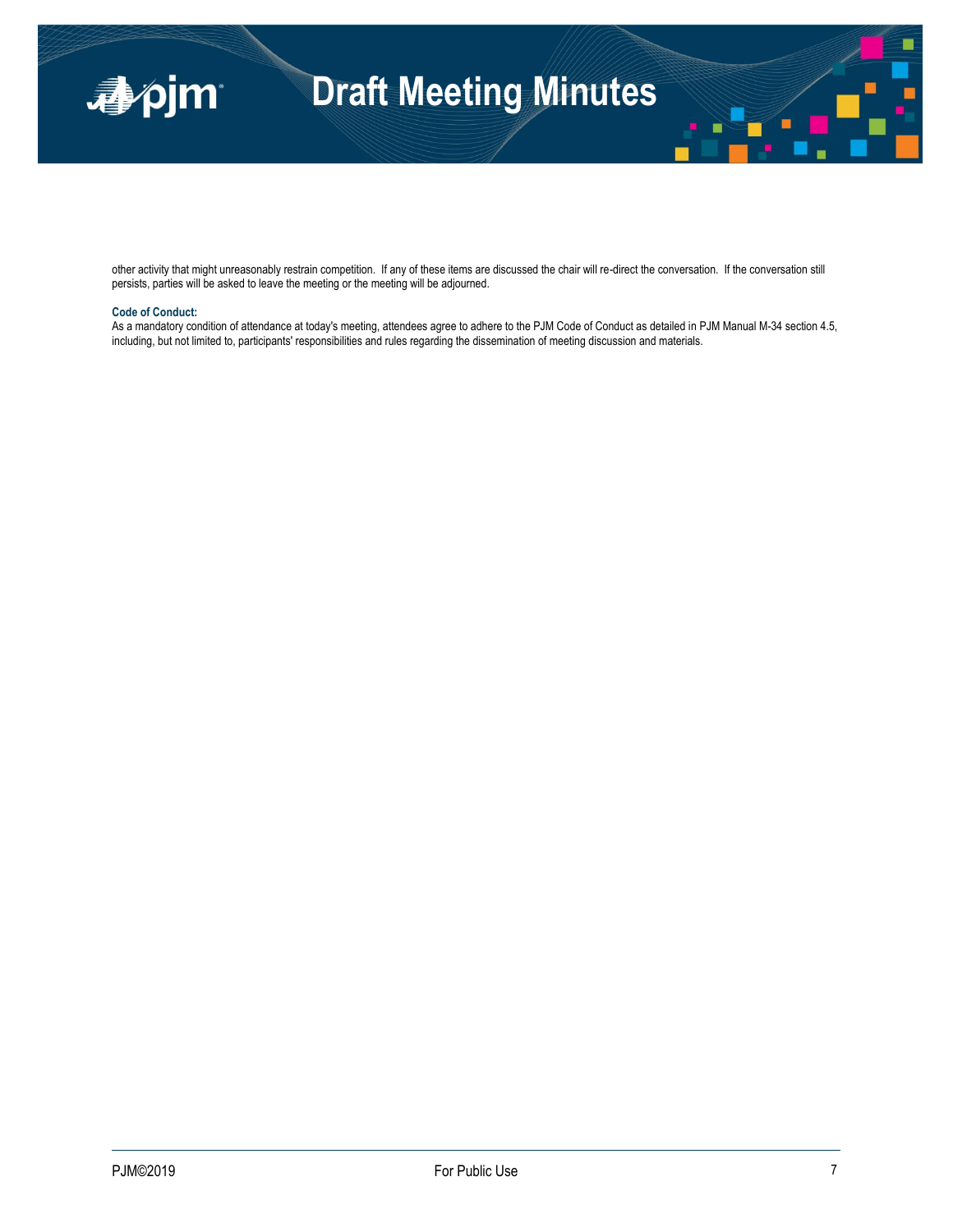other activity that might unreasonably restrain competition. If any of these items are discussed the chair will re-direct the conversation. If the conversation still persists, parties will be asked to leave the meeting or the meeting will be adjourned.

**Code of Conduct:**

As a mandatory condition of attendance at today's meeting, attendees agree to adhere to the PJM Code of Conduct as detailed in PJM Manual M-34 section 4.5, including, but not limited to, participants' responsibilities and rules regarding the dissemination of meeting discussion and materials.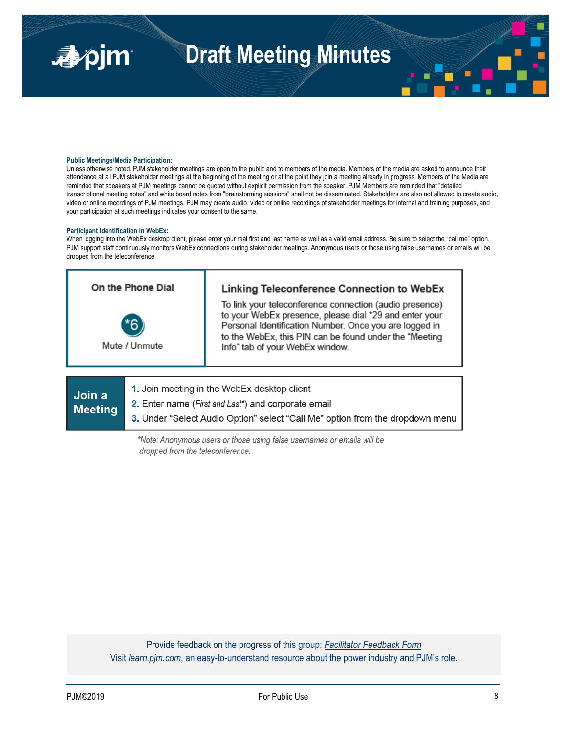**Public Meetings/Media Participation:**
Unless otherwise noted, PJM stakeholder meetings are open to the public and to members of the media. Members of the media are asked to announce their attendance at all PJM stakeholder meetings at the beginning of the meeting or at the point they join a meeting already in progress. Members of the Media are reminded that speakers at PJM meetings cannot be quoted without explicit permission from the speaker. PJM Members are reminded that "detailed transcriptional meeting notes" and white board notes from "brainstorming sessions" shall not be disseminated. Stakeholders are also not allowed to create audio, video or online recordings of PJM meetings. PJM may create audio, video or online recordings of stakeholder meetings for internal and training purposes, and your participation at such meetings indicates your consent to the same.

**Participant Identification in WebEx:**
When logging into the WebEx desktop client, please enter your real first and last name as well as a valid email address. Be sure to select the "call me" option. PJM support staff continuously monitors WebEx connections during stakeholder meetings. Anonymous users or those using false usernames or emails will be dropped from the teleconference.

| On the Phone Dial | Linking Teleconference Connection to WebEx |
| --- | --- |
| *6 Mute / Unmute | To link your teleconference connection (audio presence) to your WebEx presence, please dial *29 and enter your Personal Identification Number. Once you are logged in to the WebEx, this PIN can be found under the "Meeting Info" tab of your WebEx window. |

**Join a Meeting**

1. Join meeting in the WebEx desktop client
2. Enter name (*First and Last**) and corporate email
3. Under "Select Audio Option" select "Call Me" option from the dropdown menu

*\*Note: Anonymous users or those using false usernames or emails will be dropped from the teleconference.*

Provide feedback on the progress of this group: *Facilitator Feedback Form*
Visit *learn.pjm.com*, an easy-to-understand resource about the power industry and PJM's role.